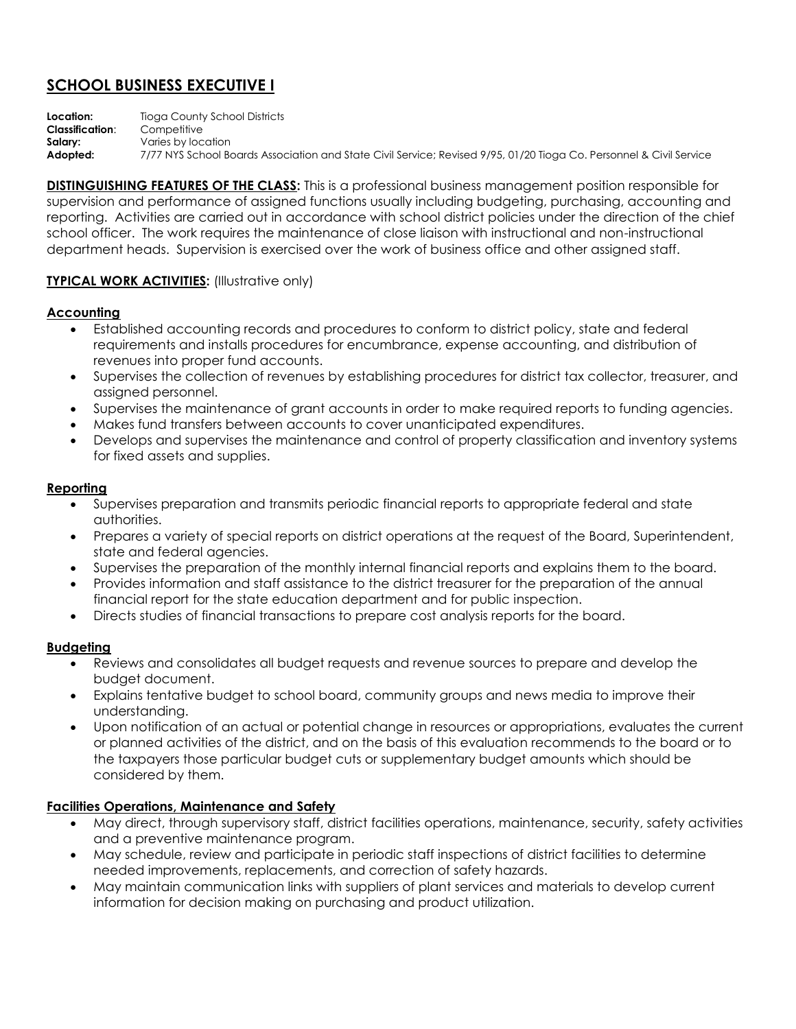# SCHOOL BUSINESS EXECUTIVE I

**Location:** Tioga County School Districts
**Classification**: Competitive
**Salary:** Varies by location
**Adopted:** 7/77 NYS School Boards Association and State Civil Service; Revised 9/95, 01/20 Tioga Co. Personnel & Civil Service

**DISTINGUISHING FEATURES OF THE CLASS:** This is a professional business management position responsible for supervision and performance of assigned functions usually including budgeting, purchasing, accounting and reporting. Activities are carried out in accordance with school district policies under the direction of the chief school officer. The work requires the maintenance of close liaison with instructional and non-instructional department heads. Supervision is exercised over the work of business office and other assigned staff.

**TYPICAL WORK ACTIVITIES:** (Illustrative only)

### Accounting

- Established accounting records and procedures to conform to district policy, state and federal requirements and installs procedures for encumbrance, expense accounting, and distribution of revenues into proper fund accounts.
- Supervises the collection of revenues by establishing procedures for district tax collector, treasurer, and assigned personnel.
- Supervises the maintenance of grant accounts in order to make required reports to funding agencies.
- Makes fund transfers between accounts to cover unanticipated expenditures.
- Develops and supervises the maintenance and control of property classification and inventory systems for fixed assets and supplies.

### Reporting

- Supervises preparation and transmits periodic financial reports to appropriate federal and state authorities.
- Prepares a variety of special reports on district operations at the request of the Board, Superintendent, state and federal agencies.
- Supervises the preparation of the monthly internal financial reports and explains them to the board.
- Provides information and staff assistance to the district treasurer for the preparation of the annual financial report for the state education department and for public inspection.
- Directs studies of financial transactions to prepare cost analysis reports for the board.

### Budgeting

- Reviews and consolidates all budget requests and revenue sources to prepare and develop the budget document.
- Explains tentative budget to school board, community groups and news media to improve their understanding.
- Upon notification of an actual or potential change in resources or appropriations, evaluates the current or planned activities of the district, and on the basis of this evaluation recommends to the board or to the taxpayers those particular budget cuts or supplementary budget amounts which should be considered by them.

### Facilities Operations, Maintenance and Safety

- May direct, through supervisory staff, district facilities operations, maintenance, security, safety activities and a preventive maintenance program.
- May schedule, review and participate in periodic staff inspections of district facilities to determine needed improvements, replacements, and correction of safety hazards.
- May maintain communication links with suppliers of plant services and materials to develop current information for decision making on purchasing and product utilization.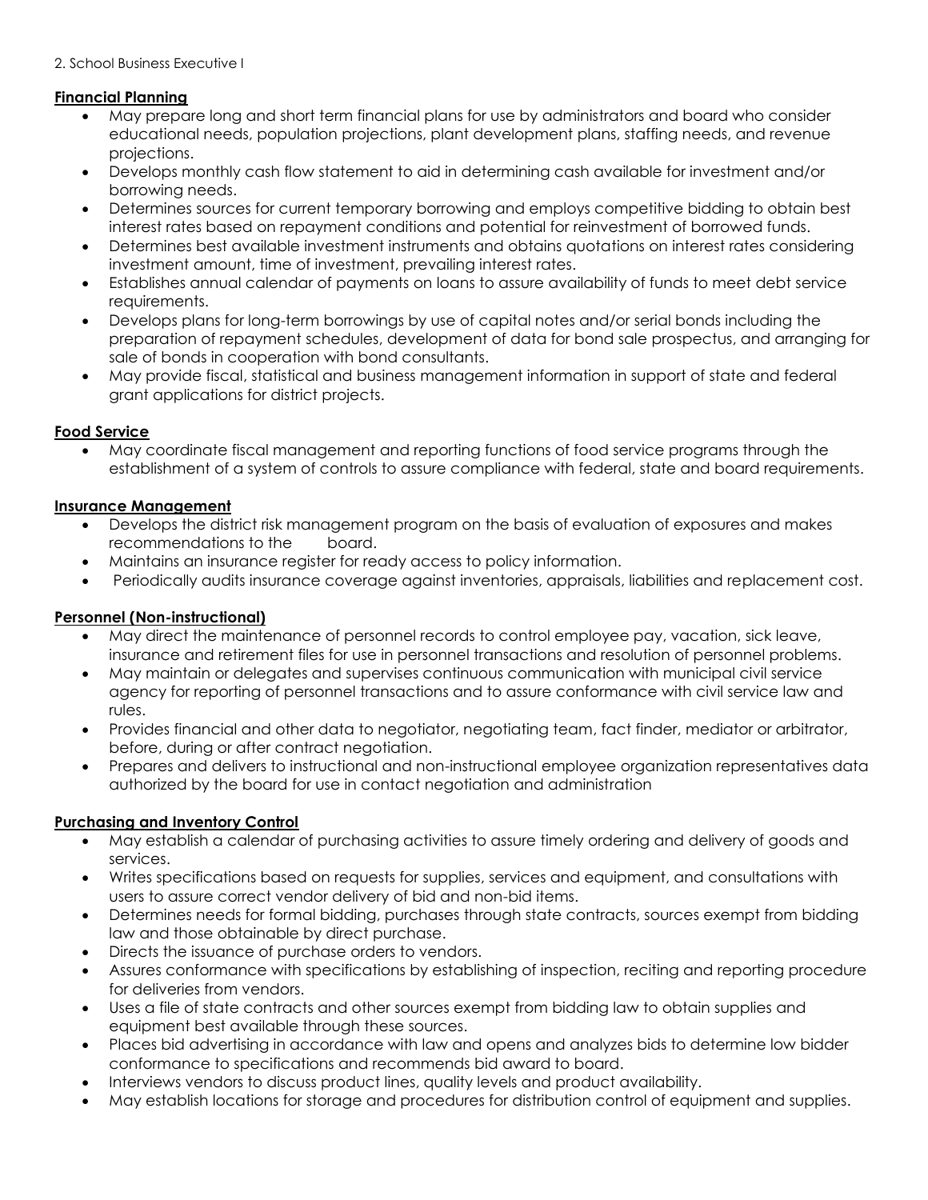2. School Business Executive I

**Financial Planning**

- May prepare long and short term financial plans for use by administrators and board who consider educational needs, population projections, plant development plans, staffing needs, and revenue projections.
- Develops monthly cash flow statement to aid in determining cash available for investment and/or borrowing needs.
- Determines sources for current temporary borrowing and employs competitive bidding to obtain best interest rates based on repayment conditions and potential for reinvestment of borrowed funds.
- Determines best available investment instruments and obtains quotations on interest rates considering investment amount, time of investment, prevailing interest rates.
- Establishes annual calendar of payments on loans to assure availability of funds to meet debt service requirements.
- Develops plans for long-term borrowings by use of capital notes and/or serial bonds including the preparation of repayment schedules, development of data for bond sale prospectus, and arranging for sale of bonds in cooperation with bond consultants.
- May provide fiscal, statistical and business management information in support of state and federal grant applications for district projects.

**Food Service**

- May coordinate fiscal management and reporting functions of food service programs through the establishment of a system of controls to assure compliance with federal, state and board requirements.

**Insurance Management**

- Develops the district risk management program on the basis of evaluation of exposures and makes recommendations to the board.
- Maintains an insurance register for ready access to policy information.
- Periodically audits insurance coverage against inventories, appraisals, liabilities and replacement cost.

**Personnel (Non-instructional)**

- May direct the maintenance of personnel records to control employee pay, vacation, sick leave, insurance and retirement files for use in personnel transactions and resolution of personnel problems.
- May maintain or delegates and supervises continuous communication with municipal civil service agency for reporting of personnel transactions and to assure conformance with civil service law and rules.
- Provides financial and other data to negotiator, negotiating team, fact finder, mediator or arbitrator, before, during or after contract negotiation.
- Prepares and delivers to instructional and non-instructional employee organization representatives data authorized by the board for use in contact negotiation and administration

**Purchasing and Inventory Control**

- May establish a calendar of purchasing activities to assure timely ordering and delivery of goods and services.
- Writes specifications based on requests for supplies, services and equipment, and consultations with users to assure correct vendor delivery of bid and non-bid items.
- Determines needs for formal bidding, purchases through state contracts, sources exempt from bidding law and those obtainable by direct purchase.
- Directs the issuance of purchase orders to vendors.
- Assures conformance with specifications by establishing of inspection, reciting and reporting procedure for deliveries from vendors.
- Uses a file of state contracts and other sources exempt from bidding law to obtain supplies and equipment best available through these sources.
- Places bid advertising in accordance with law and opens and analyzes bids to determine low bidder conformance to specifications and recommends bid award to board.
- Interviews vendors to discuss product lines, quality levels and product availability.
- May establish locations for storage and procedures for distribution control of equipment and supplies.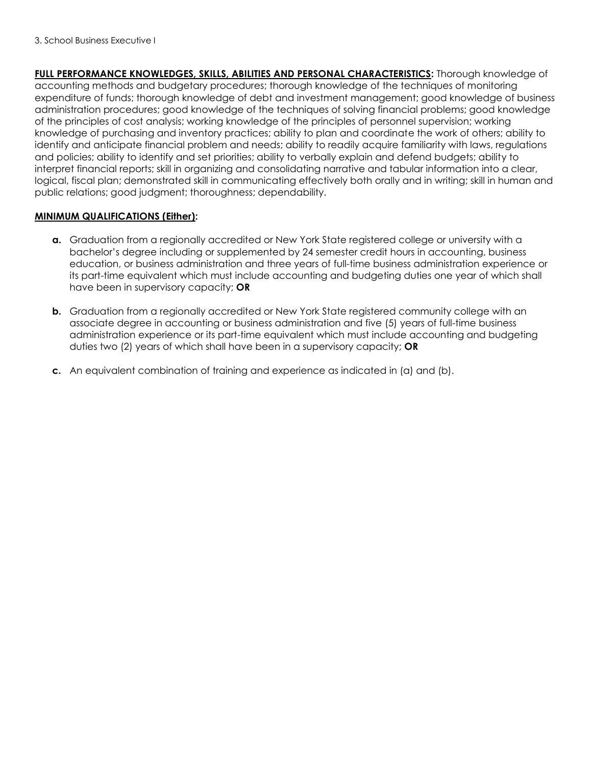**FULL PERFORMANCE KNOWLEDGES, SKILLS, ABILITIES AND PERSONAL CHARACTERISTICS:** Thorough knowledge of accounting methods and budgetary procedures; thorough knowledge of the techniques of monitoring expenditure of funds; thorough knowledge of debt and investment management; good knowledge of business administration procedures; good knowledge of the techniques of solving financial problems; good knowledge of the principles of cost analysis; working knowledge of the principles of personnel supervision; working knowledge of purchasing and inventory practices; ability to plan and coordinate the work of others; ability to identify and anticipate financial problem and needs; ability to readily acquire familiarity with laws, regulations and policies; ability to identify and set priorities; ability to verbally explain and defend budgets; ability to interpret financial reports; skill in organizing and consolidating narrative and tabular information into a clear, logical, fiscal plan; demonstrated skill in communicating effectively both orally and in writing; skill in human and public relations; good judgment; thoroughness; dependability.

**MINIMUM QUALIFICATIONS (Either):**

- **a.** Graduation from a regionally accredited or New York State registered college or university with a bachelor's degree including or supplemented by 24 semester credit hours in accounting, business education, or business administration and three years of full-time business administration experience or its part-time equivalent which must include accounting and budgeting duties one year of which shall have been in supervisory capacity; **OR**

- **b.** Graduation from a regionally accredited or New York State registered community college with an associate degree in accounting or business administration and five (5) years of full-time business administration experience or its part-time equivalent which must include accounting and budgeting duties two (2) years of which shall have been in a supervisory capacity; **OR**

- **c.** An equivalent combination of training and experience as indicated in (a) and (b).